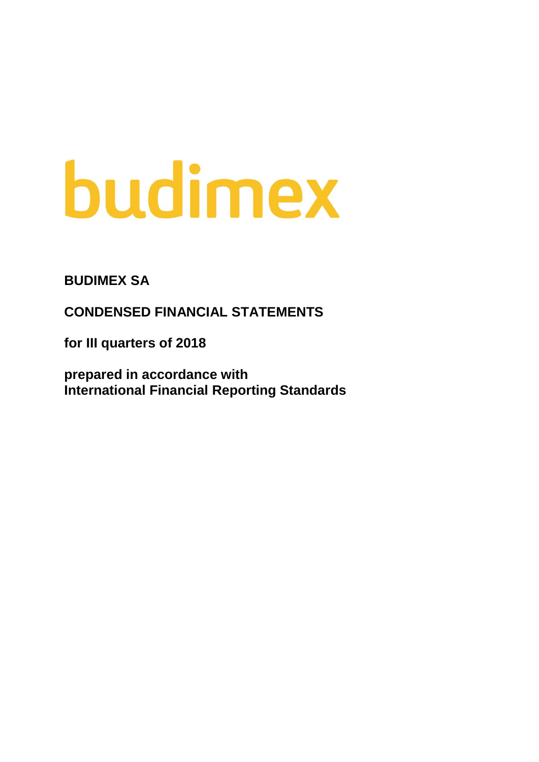budimex

**BUDIMEX SA**

**CONDENSED FINANCIAL STATEMENTS**

**for III quarters of 2018**

**prepared in accordance with**
**International Financial Reporting Standards**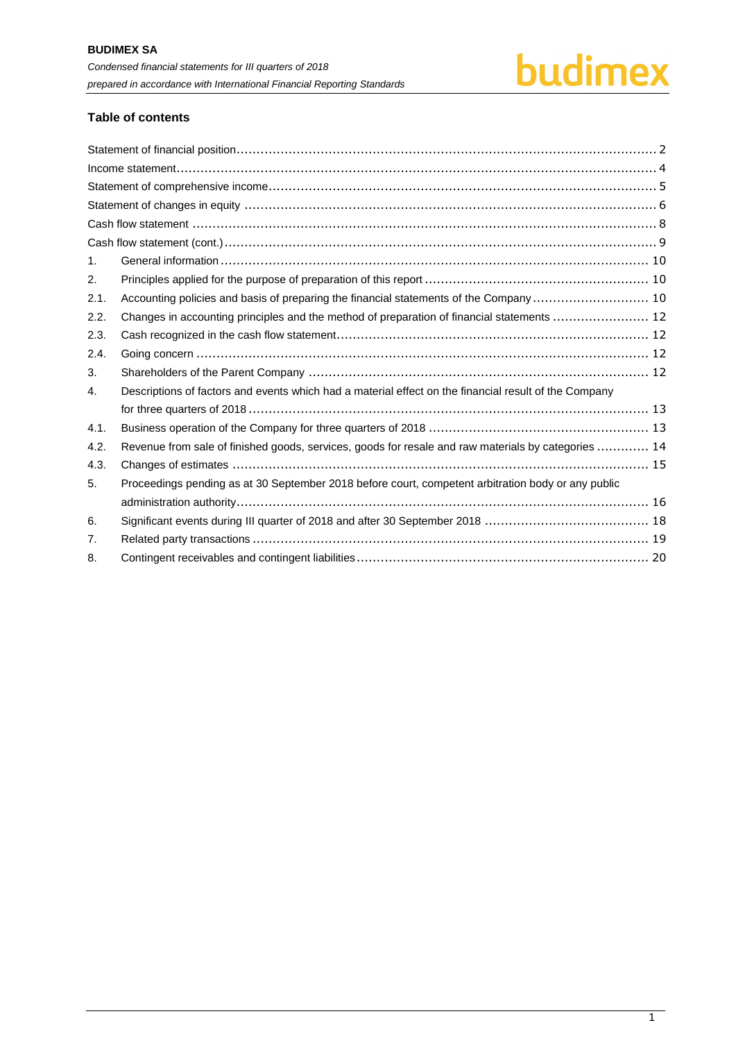## Table of contents

| | | |
|---|---|---|
| Statement of financial position | | 2 |
| Income statement | | 4 |
| Statement of comprehensive income | | 5 |
| Statement of changes in equity | | 6 |
| Cash flow statement | | 8 |
| Cash flow statement (cont.) | | 9 |
| 1. | General information | 10 |
| 2. | Principles applied for the purpose of preparation of this report | 10 |
| 2.1. | Accounting policies and basis of preparing the financial statements of the Company | 10 |
| 2.2. | Changes in accounting principles and the method of preparation of financial statements | 12 |
| 2.3. | Cash recognized in the cash flow statement | 12 |
| 2.4. | Going concern | 12 |
| 3. | Shareholders of the Parent Company | 12 |
| 4. | Descriptions of factors and events which had a material effect on the financial result of the Company for three quarters of 2018 | 13 |
| 4.1. | Business operation of the Company for three quarters of 2018 | 13 |
| 4.2. | Revenue from sale of finished goods, services, goods for resale and raw materials by categories | 14 |
| 4.3. | Changes of estimates | 15 |
| 5. | Proceedings pending as at 30 September 2018 before court, competent arbitration body or any public administration authority | 16 |
| 6. | Significant events during III quarter of 2018 and after 30 September 2018 | 18 |
| 7. | Related party transactions | 19 |
| 8. | Contingent receivables and contingent liabilities | 20 |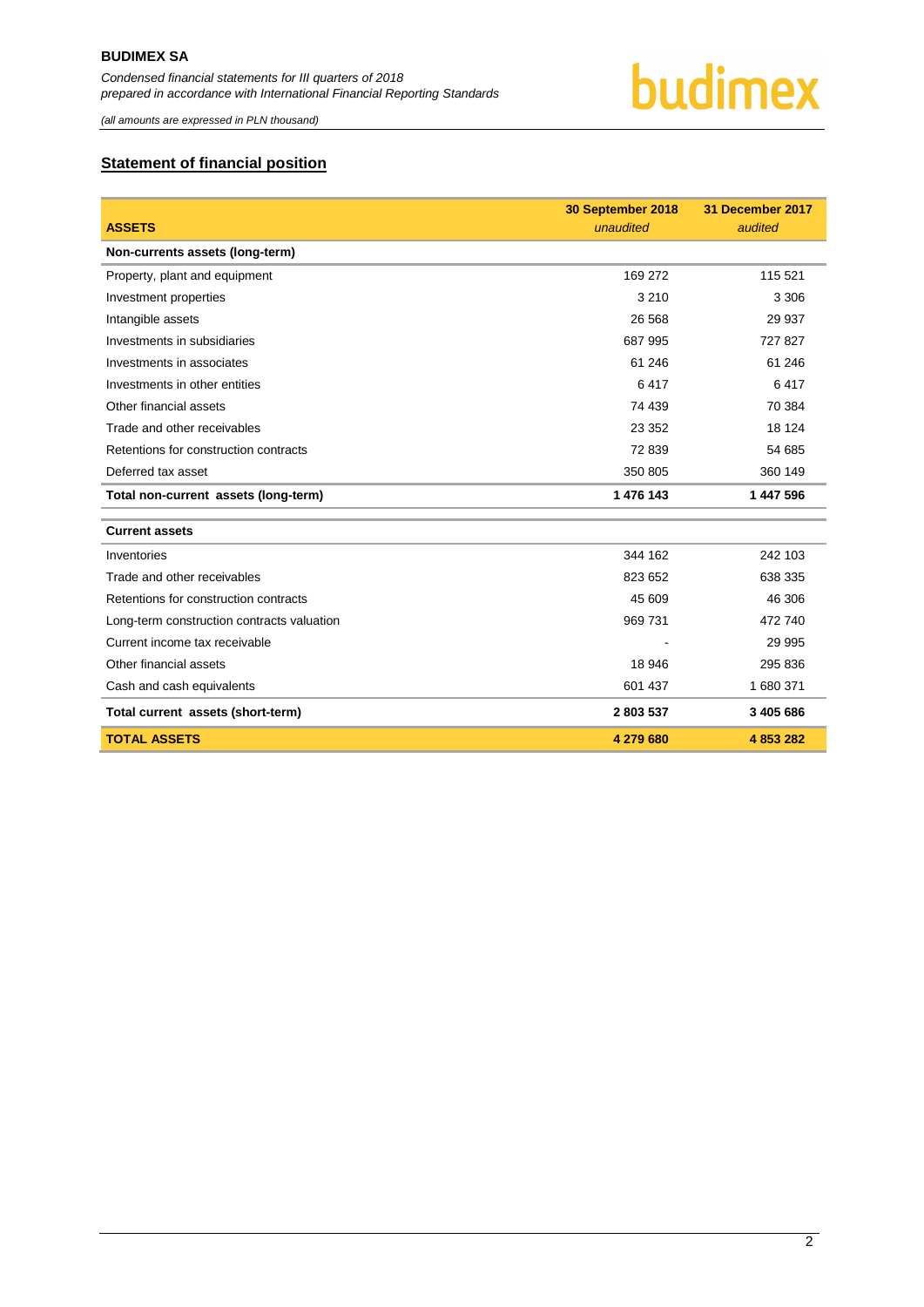## Statement of financial position

| ASSETS | 30 September 2018 *unaudited* | 31 December 2017 *audited* |
|---|---|---|
| **Non-currents assets (long-term)** | | |
| Property, plant and equipment | 169 272 | 115 521 |
| Investment properties | 3 210 | 3 306 |
| Intangible assets | 26 568 | 29 937 |
| Investments in subsidiaries | 687 995 | 727 827 |
| Investments in associates | 61 246 | 61 246 |
| Investments in other entities | 6 417 | 6 417 |
| Other financial assets | 74 439 | 70 384 |
| Trade and other receivables | 23 352 | 18 124 |
| Retentions for construction contracts | 72 839 | 54 685 |
| Deferred tax asset | 350 805 | 360 149 |
| **Total non-current assets (long-term)** | **1 476 143** | **1 447 596** |
| **Current assets** | | |
| Inventories | 344 162 | 242 103 |
| Trade and other receivables | 823 652 | 638 335 |
| Retentions for construction contracts | 45 609 | 46 306 |
| Long-term construction contracts valuation | 969 731 | 472 740 |
| Current income tax receivable | - | 29 995 |
| Other financial assets | 18 946 | 295 836 |
| Cash and cash equivalents | 601 437 | 1 680 371 |
| **Total current assets (short-term)** | **2 803 537** | **3 405 686** |
| **TOTAL ASSETS** | **4 279 680** | **4 853 282** |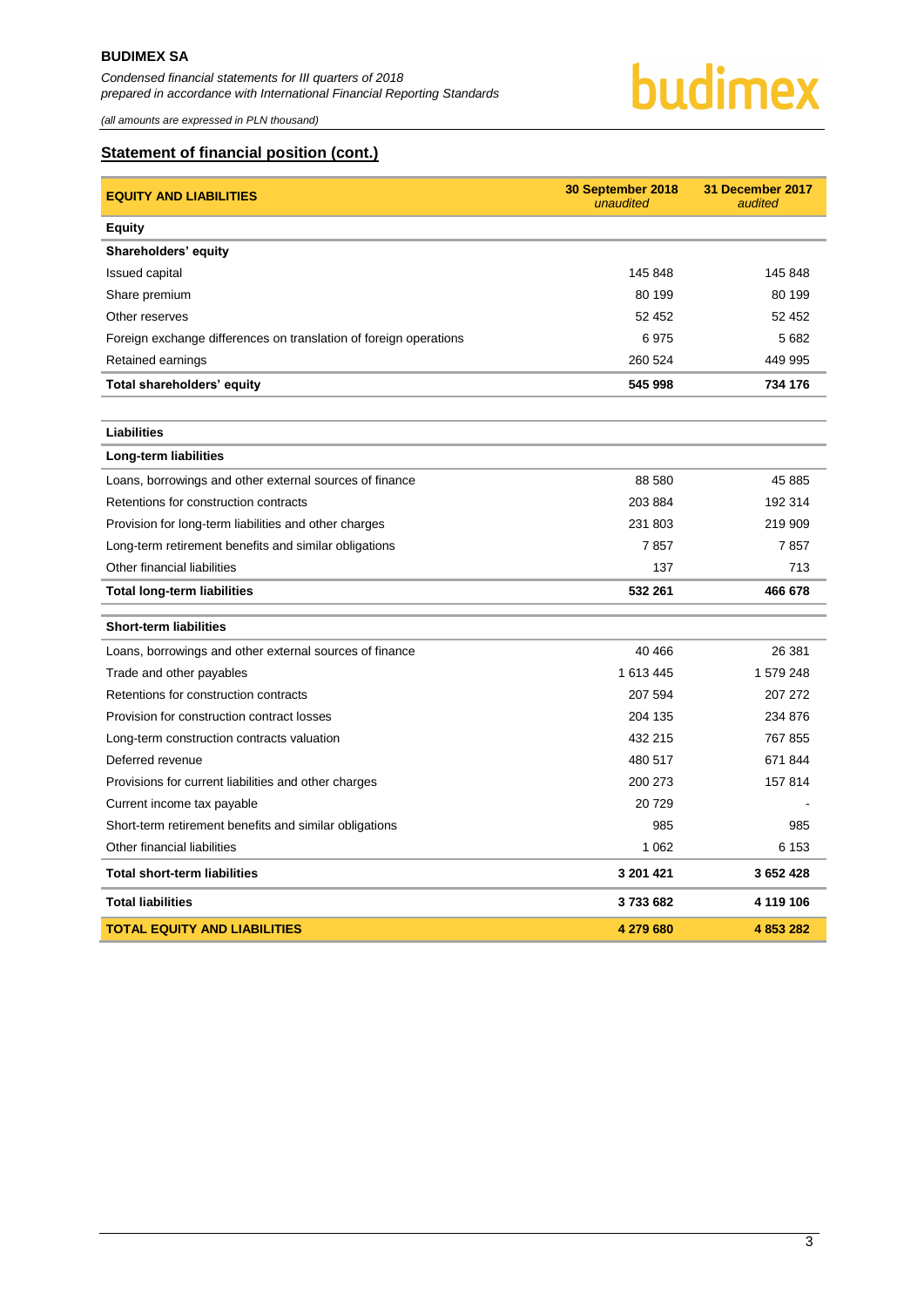## Statement of financial position (cont.)

| EQUITY AND LIABILITIES | 30 September 2018 *unaudited* | 31 December 2017 *audited* |
|---|---|---|
| **Equity** | | |
| **Shareholders' equity** | | |
| Issued capital | 145 848 | 145 848 |
| Share premium | 80 199 | 80 199 |
| Other reserves | 52 452 | 52 452 |
| Foreign exchange differences on translation of foreign operations | 6 975 | 5 682 |
| Retained earnings | 260 524 | 449 995 |
| **Total shareholders' equity** | **545 998** | **734 176** |
| | | |
| **Liabilities** | | |
| **Long-term liabilities** | | |
| Loans, borrowings and other external sources of finance | 88 580 | 45 885 |
| Retentions for construction contracts | 203 884 | 192 314 |
| Provision for long-term liabilities and other charges | 231 803 | 219 909 |
| Long-term retirement benefits and similar obligations | 7 857 | 7 857 |
| Other financial liabilities | 137 | 713 |
| **Total long-term liabilities** | **532 261** | **466 678** |
| **Short-term liabilities** | | |
| Loans, borrowings and other external sources of finance | 40 466 | 26 381 |
| Trade and other payables | 1 613 445 | 1 579 248 |
| Retentions for construction contracts | 207 594 | 207 272 |
| Provision for construction contract losses | 204 135 | 234 876 |
| Long-term construction contracts valuation | 432 215 | 767 855 |
| Deferred revenue | 480 517 | 671 844 |
| Provisions for current liabilities and other charges | 200 273 | 157 814 |
| Current income tax payable | 20 729 | - |
| Short-term retirement benefits and similar obligations | 985 | 985 |
| Other financial liabilities | 1 062 | 6 153 |
| **Total short-term liabilities** | **3 201 421** | **3 652 428** |
| **Total liabilities** | **3 733 682** | **4 119 106** |
| **TOTAL EQUITY AND LIABILITIES** | **4 279 680** | **4 853 282** |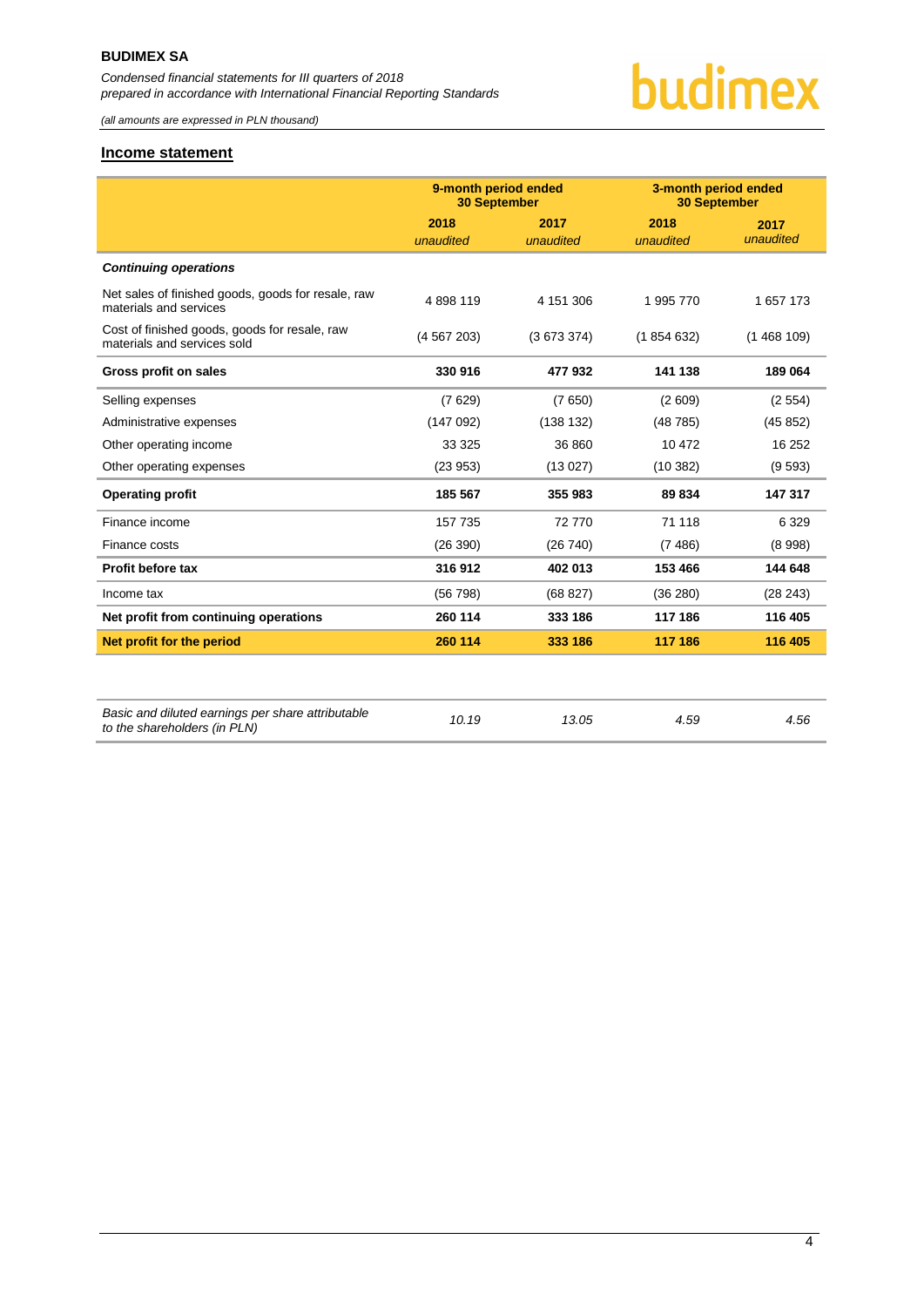## Income statement

| | 9-month period ended 30 September | | 3-month period ended 30 September | |
|---|---|---|---|---|
| | 2018 *unaudited* | 2017 *unaudited* | 2018 *unaudited* | 2017 *unaudited* |
| ***Continuing operations*** | | | | |
| Net sales of finished goods, goods for resale, raw materials and services | 4 898 119 | 4 151 306 | 1 995 770 | 1 657 173 |
| Cost of finished goods, goods for resale, raw materials and services sold | (4 567 203) | (3 673 374) | (1 854 632) | (1 468 109) |
| **Gross profit on sales** | **330 916** | **477 932** | **141 138** | **189 064** |
| Selling expenses | (7 629) | (7 650) | (2 609) | (2 554) |
| Administrative expenses | (147 092) | (138 132) | (48 785) | (45 852) |
| Other operating income | 33 325 | 36 860 | 10 472 | 16 252 |
| Other operating expenses | (23 953) | (13 027) | (10 382) | (9 593) |
| **Operating profit** | **185 567** | **355 983** | **89 834** | **147 317** |
| Finance income | 157 735 | 72 770 | 71 118 | 6 329 |
| Finance costs | (26 390) | (26 740) | (7 486) | (8 998) |
| **Profit before tax** | **316 912** | **402 013** | **153 466** | **144 648** |
| Income tax | (56 798) | (68 827) | (36 280) | (28 243) |
| **Net profit from continuing operations** | **260 114** | **333 186** | **117 186** | **116 405** |
| **Net profit for the period** | **260 114** | **333 186** | **117 186** | **116 405** |

| | | | | |
|---|---|---|---|---|
| *Basic and diluted earnings per share attributable to the shareholders (in PLN)* | *10.19* | *13.05* | *4.59* | *4.56* |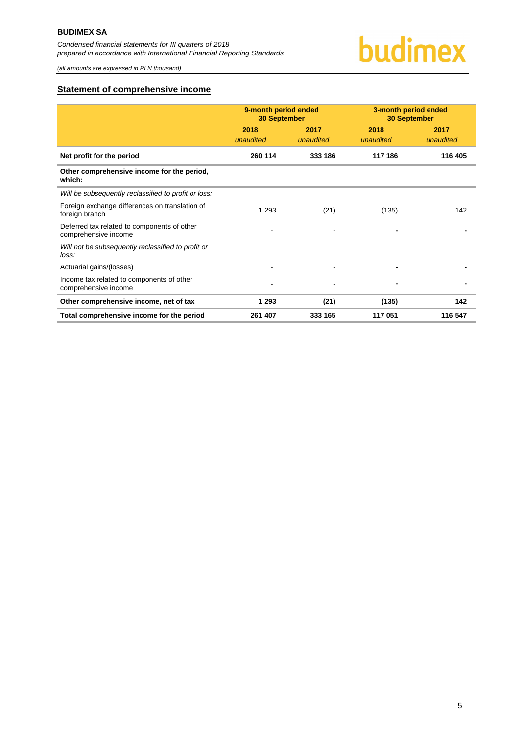## Statement of comprehensive income

| | 9-month period ended 30 September | | 3-month period ended 30 September | |
|---|---|---|---|---|
| | 2018 *unaudited* | 2017 *unaudited* | 2018 *unaudited* | 2017 *unaudited* |
| **Net profit for the period** | **260 114** | **333 186** | **117 186** | **116 405** |
| **Other comprehensive income for the period, which:** | | | | |
| *Will be subsequently reclassified to profit or loss:* | | | | |
| Foreign exchange differences on translation of foreign branch | 1 293 | (21) | (135) | 142 |
| Deferred tax related to components of other comprehensive income | - | - | - | - |
| *Will not be subsequently reclassified to profit or loss:* | | | | |
| Actuarial gains/(losses) | - | - | - | - |
| Income tax related to components of other comprehensive income | - | - | - | - |
| **Other comprehensive income, net of tax** | **1 293** | **(21)** | **(135)** | **142** |
| **Total comprehensive income for the period** | **261 407** | **333 165** | **117 051** | **116 547** |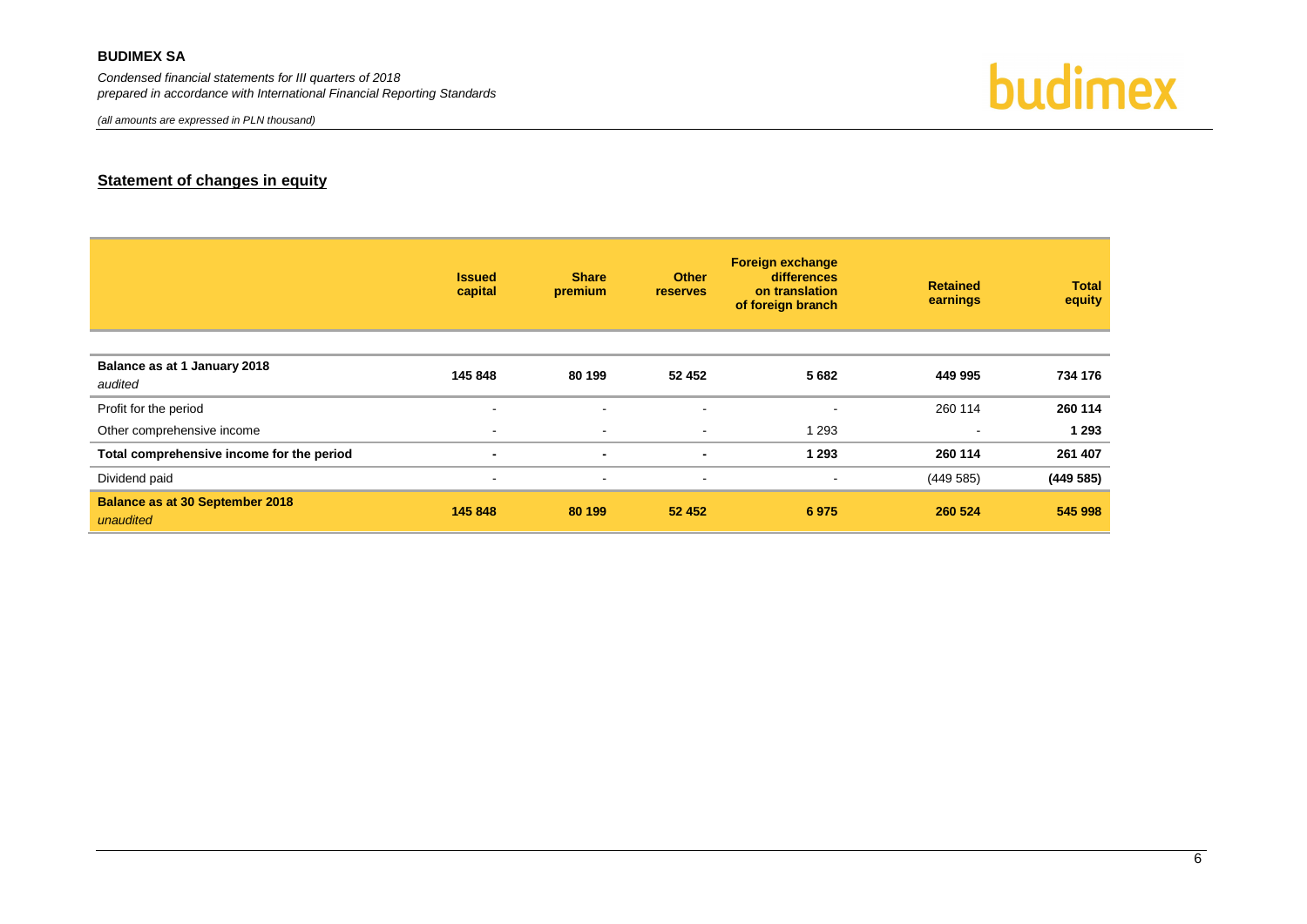## Statement of changes in equity

| | Issued capital | Share premium | Other reserves | Foreign exchange differences on translation of foreign branch | Retained earnings | Total equity |
|---|---|---|---|---|---|---|
| **Balance as at 1 January 2018** *audited* | **145 848** | **80 199** | **52 452** | **5 682** | **449 995** | **734 176** |
| Profit for the period | - | - | - | - | 260 114 | **260 114** |
| Other comprehensive income | - | - | - | 1 293 | - | **1 293** |
| **Total comprehensive income for the period** | **-** | **-** | **-** | **1 293** | **260 114** | **261 407** |
| Dividend paid | - | - | - | - | (449 585) | **(449 585)** |
| **Balance as at 30 September 2018** *unaudited* | **145 848** | **80 199** | **52 452** | **6 975** | **260 524** | **545 998** |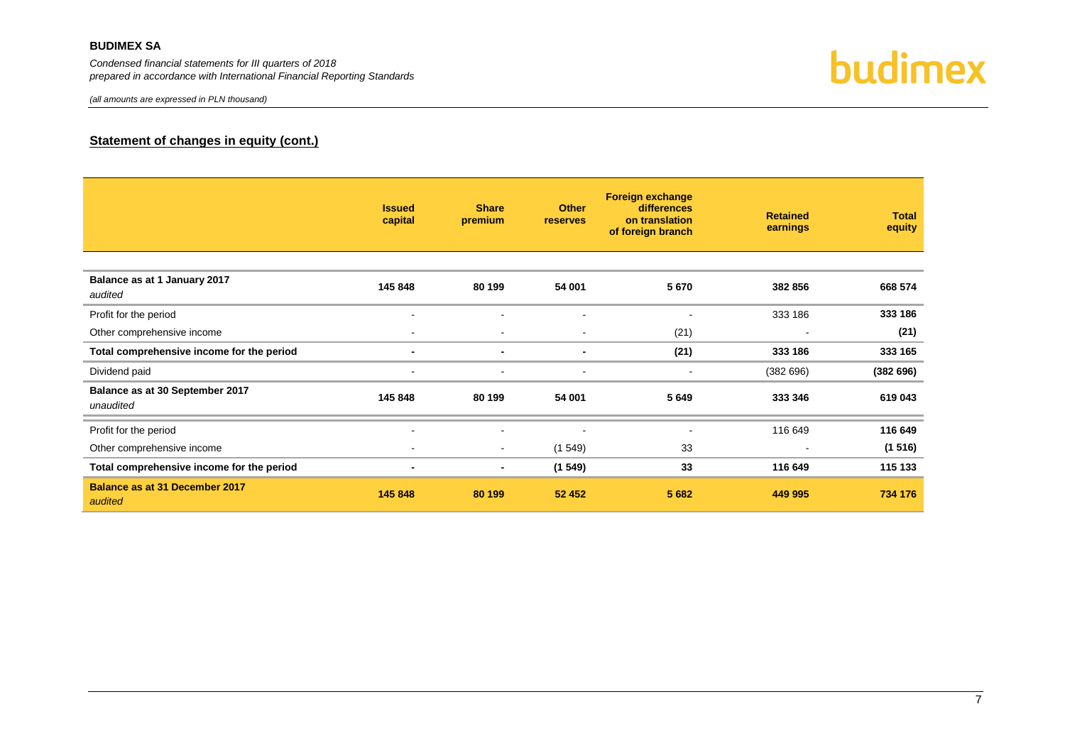## Statement of changes in equity (cont.)

| | Issued capital | Share premium | Other reserves | Foreign exchange differences on translation of foreign branch | Retained earnings | Total equity |
|---|---|---|---|---|---|---|
| **Balance as at 1 January 2017** *audited* | **145 848** | **80 199** | **54 001** | **5 670** | **382 856** | **668 574** |
| Profit for the period | - | - | - | - | 333 186 | **333 186** |
| Other comprehensive income | - | - | - | (21) | - | **(21)** |
| **Total comprehensive income for the period** | **-** | **-** | **-** | **(21)** | **333 186** | **333 165** |
| Dividend paid | - | - | - | - | (382 696) | **(382 696)** |
| **Balance as at 30 September 2017** *unaudited* | **145 848** | **80 199** | **54 001** | **5 649** | **333 346** | **619 043** |
| Profit for the period | - | - | - | - | 116 649 | **116 649** |
| Other comprehensive income | - | - | (1 549) | 33 | - | **(1 516)** |
| **Total comprehensive income for the period** | **-** | **-** | **(1 549)** | **33** | **116 649** | **115 133** |
| **Balance as at 31 December 2017** *audited* | **145 848** | **80 199** | **52 452** | **5 682** | **449 995** | **734 176** |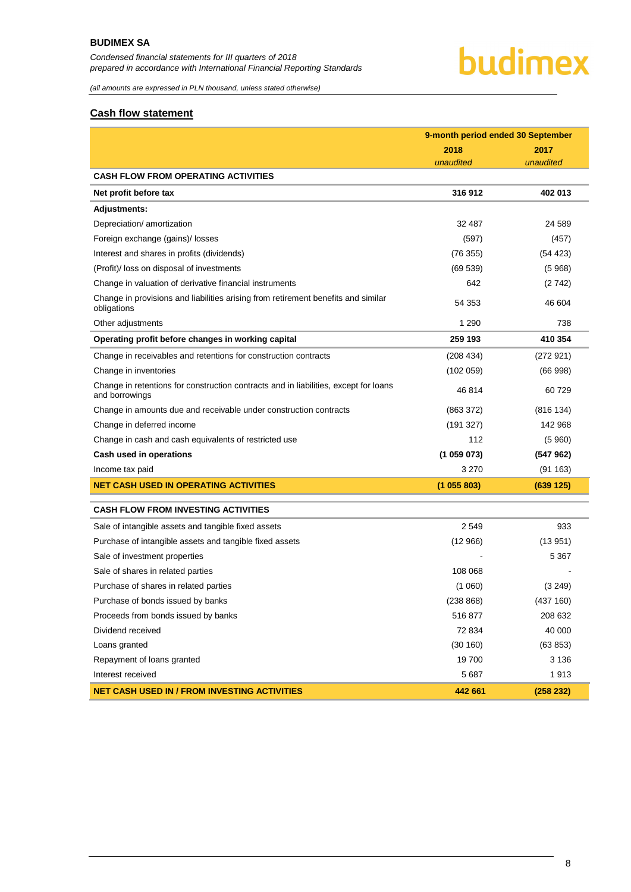## Cash flow statement

| | 9-month period ended 30 September | |
|---|---|---|
| | 2018 | 2017 |
| | *unaudited* | *unaudited* |
| **CASH FLOW FROM OPERATING ACTIVITIES** | | |
| **Net profit before tax** | **316 912** | **402 013** |
| **Adjustments:** | | |
| Depreciation/ amortization | 32 487 | 24 589 |
| Foreign exchange (gains)/ losses | (597) | (457) |
| Interest and shares in profits (dividends) | (76 355) | (54 423) |
| (Profit)/ loss on disposal of investments | (69 539) | (5 968) |
| Change in valuation of derivative financial instruments | 642 | (2 742) |
| Change in provisions and liabilities arising from retirement benefits and similar obligations | 54 353 | 46 604 |
| Other adjustments | 1 290 | 738 |
| **Operating profit before changes in working capital** | **259 193** | **410 354** |
| Change in receivables and retentions for construction contracts | (208 434) | (272 921) |
| Change in inventories | (102 059) | (66 998) |
| Change in retentions for construction contracts and in liabilities, except for loans and borrowings | 46 814 | 60 729 |
| Change in amounts due and receivable under construction contracts | (863 372) | (816 134) |
| Change in deferred income | (191 327) | 142 968 |
| Change in cash and cash equivalents of restricted use | 112 | (5 960) |
| **Cash used in operations** | **(1 059 073)** | **(547 962)** |
| Income tax paid | 3 270 | (91 163) |
| **NET CASH USED IN OPERATING ACTIVITIES** | **(1 055 803)** | **(639 125)** |
| **CASH FLOW FROM INVESTING ACTIVITIES** | | |
| Sale of intangible assets and tangible fixed assets | 2 549 | 933 |
| Purchase of intangible assets and tangible fixed assets | (12 966) | (13 951) |
| Sale of investment properties | - | 5 367 |
| Sale of shares in related parties | 108 068 | - |
| Purchase of shares in related parties | (1 060) | (3 249) |
| Purchase of bonds issued by banks | (238 868) | (437 160) |
| Proceeds from bonds issued by banks | 516 877 | 208 632 |
| Dividend received | 72 834 | 40 000 |
| Loans granted | (30 160) | (63 853) |
| Repayment of loans granted | 19 700 | 3 136 |
| Interest received | 5 687 | 1 913 |
| **NET CASH USED IN / FROM INVESTING ACTIVITIES** | **442 661** | **(258 232)** |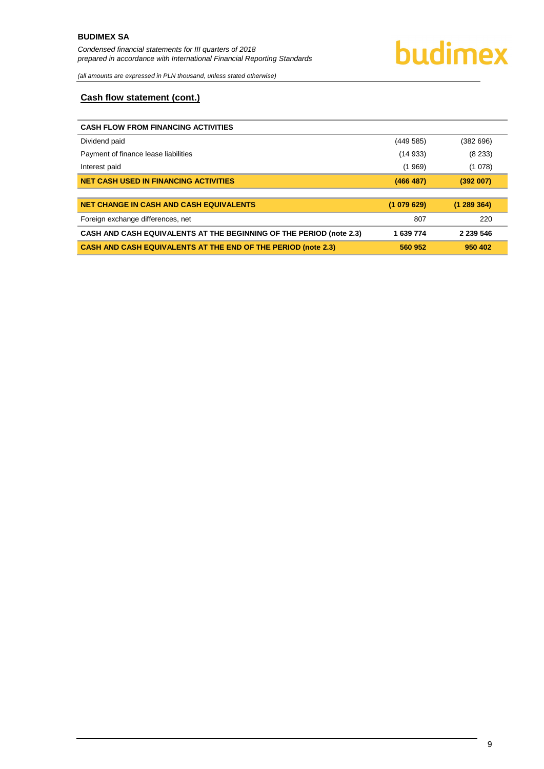## Cash flow statement (cont.)

| CASH FLOW FROM FINANCING ACTIVITIES | | |
|---|---|---|
| Dividend paid | (449 585) | (382 696) |
| Payment of finance lease liabilities | (14 933) | (8 233) |
| Interest paid | (1 969) | (1 078) |
| **NET CASH USED IN FINANCING ACTIVITIES** | **(466 487)** | **(392 007)** |
| | | |
| **NET CHANGE IN CASH AND CASH EQUIVALENTS** | **(1 079 629)** | **(1 289 364)** |
| Foreign exchange differences, net | 807 | 220 |
| **CASH AND CASH EQUIVALENTS AT THE BEGINNING OF THE PERIOD (note 2.3)** | **1 639 774** | **2 239 546** |
| **CASH AND CASH EQUIVALENTS AT THE END OF THE PERIOD (note 2.3)** | **560 952** | **950 402** |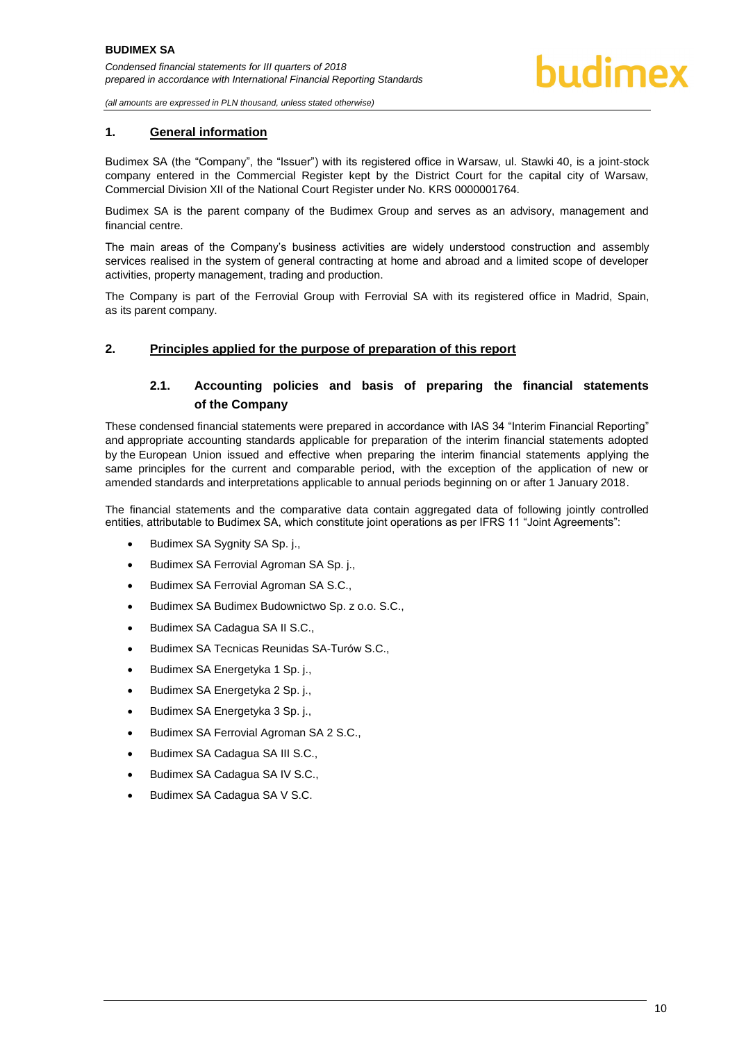## 1. General information

Budimex SA (the "Company", the "Issuer") with its registered office in Warsaw, ul. Stawki 40, is a joint-stock company entered in the Commercial Register kept by the District Court for the capital city of Warsaw, Commercial Division XII of the National Court Register under No. KRS 0000001764.

Budimex SA is the parent company of the Budimex Group and serves as an advisory, management and financial centre.

The main areas of the Company's business activities are widely understood construction and assembly services realised in the system of general contracting at home and abroad and a limited scope of developer activities, property management, trading and production.

The Company is part of the Ferrovial Group with Ferrovial SA with its registered office in Madrid, Spain, as its parent company.

## 2. Principles applied for the purpose of preparation of this report

### 2.1. Accounting policies and basis of preparing the financial statements of the Company

These condensed financial statements were prepared in accordance with IAS 34 "Interim Financial Reporting" and appropriate accounting standards applicable for preparation of the interim financial statements adopted by the European Union issued and effective when preparing the interim financial statements applying the same principles for the current and comparable period, with the exception of the application of new or amended standards and interpretations applicable to annual periods beginning on or after 1 January 2018.

The financial statements and the comparative data contain aggregated data of following jointly controlled entities, attributable to Budimex SA, which constitute joint operations as per IFRS 11 "Joint Agreements":

- Budimex SA Sygnity SA Sp. j.,
- Budimex SA Ferrovial Agroman SA Sp. j.,
- Budimex SA Ferrovial Agroman SA S.C.,
- Budimex SA Budimex Budownictwo Sp. z o.o. S.C.,
- Budimex SA Cadagua SA II S.C.,
- Budimex SA Tecnicas Reunidas SA-Turów S.C.,
- Budimex SA Energetyka 1 Sp. j.,
- Budimex SA Energetyka 2 Sp. j.,
- Budimex SA Energetyka 3 Sp. j.,
- Budimex SA Ferrovial Agroman SA 2 S.C.,
- Budimex SA Cadagua SA III S.C.,
- Budimex SA Cadagua SA IV S.C.,
- Budimex SA Cadagua SA V S.C.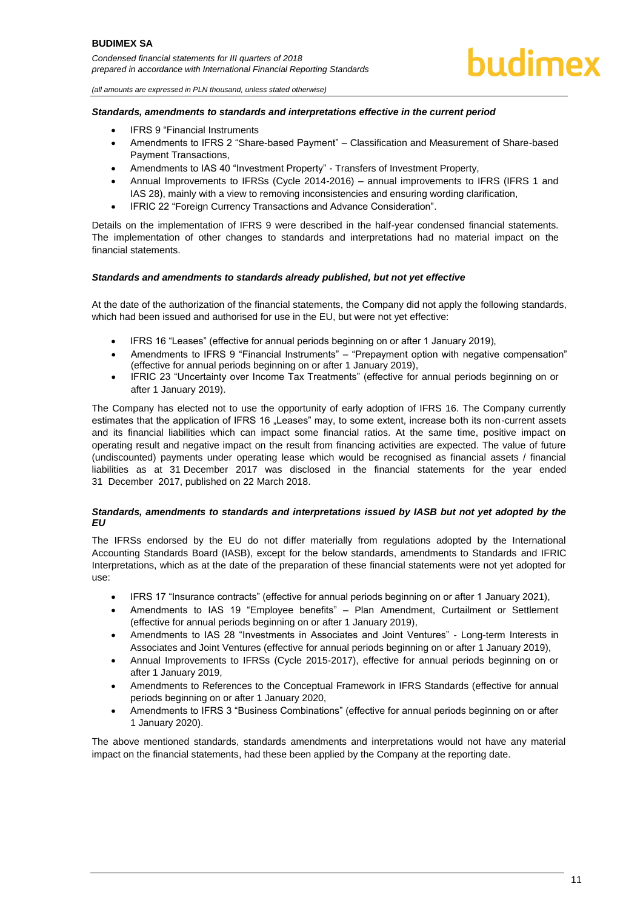***Standards, amendments to standards and interpretations effective in the current period***

- IFRS 9 "Financial Instruments
- Amendments to IFRS 2 "Share-based Payment" – Classification and Measurement of Share-based Payment Transactions,
- Amendments to IAS 40 "Investment Property" - Transfers of Investment Property,
- Annual Improvements to IFRSs (Cycle 2014-2016) – annual improvements to IFRS (IFRS 1 and IAS 28), mainly with a view to removing inconsistencies and ensuring wording clarification,
- IFRIC 22 "Foreign Currency Transactions and Advance Consideration".

Details on the implementation of IFRS 9 were described in the half-year condensed financial statements. The implementation of other changes to standards and interpretations had no material impact on the financial statements.

***Standards and amendments to standards already published, but not yet effective***

At the date of the authorization of the financial statements, the Company did not apply the following standards, which had been issued and authorised for use in the EU, but were not yet effective:

- IFRS 16 "Leases" (effective for annual periods beginning on or after 1 January 2019),
- Amendments to IFRS 9 "Financial Instruments" – "Prepayment option with negative compensation" (effective for annual periods beginning on or after 1 January 2019),
- IFRIC 23 "Uncertainty over Income Tax Treatments" (effective for annual periods beginning on or after 1 January 2019).

The Company has elected not to use the opportunity of early adoption of IFRS 16. The Company currently estimates that the application of IFRS 16 „Leases" may, to some extent, increase both its non-current assets and its financial liabilities which can impact some financial ratios. At the same time, positive impact on operating result and negative impact on the result from financing activities are expected. The value of future (undiscounted) payments under operating lease which would be recognised as financial assets / financial liabilities as at 31 December 2017 was disclosed in the financial statements for the year ended 31 December 2017, published on 22 March 2018.

***Standards, amendments to standards and interpretations issued by IASB but not yet adopted by the EU***

The IFRSs endorsed by the EU do not differ materially from regulations adopted by the International Accounting Standards Board (IASB), except for the below standards, amendments to Standards and IFRIC Interpretations, which as at the date of the preparation of these financial statements were not yet adopted for use:

- IFRS 17 "Insurance contracts" (effective for annual periods beginning on or after 1 January 2021),
- Amendments to IAS 19 "Employee benefits" – Plan Amendment, Curtailment or Settlement (effective for annual periods beginning on or after 1 January 2019),
- Amendments to IAS 28 "Investments in Associates and Joint Ventures" - Long-term Interests in Associates and Joint Ventures (effective for annual periods beginning on or after 1 January 2019),
- Annual Improvements to IFRSs (Cycle 2015-2017), effective for annual periods beginning on or after 1 January 2019,
- Amendments to References to the Conceptual Framework in IFRS Standards (effective for annual periods beginning on or after 1 January 2020,
- Amendments to IFRS 3 "Business Combinations" (effective for annual periods beginning on or after 1 January 2020).

The above mentioned standards, standards amendments and interpretations would not have any material impact on the financial statements, had these been applied by the Company at the reporting date.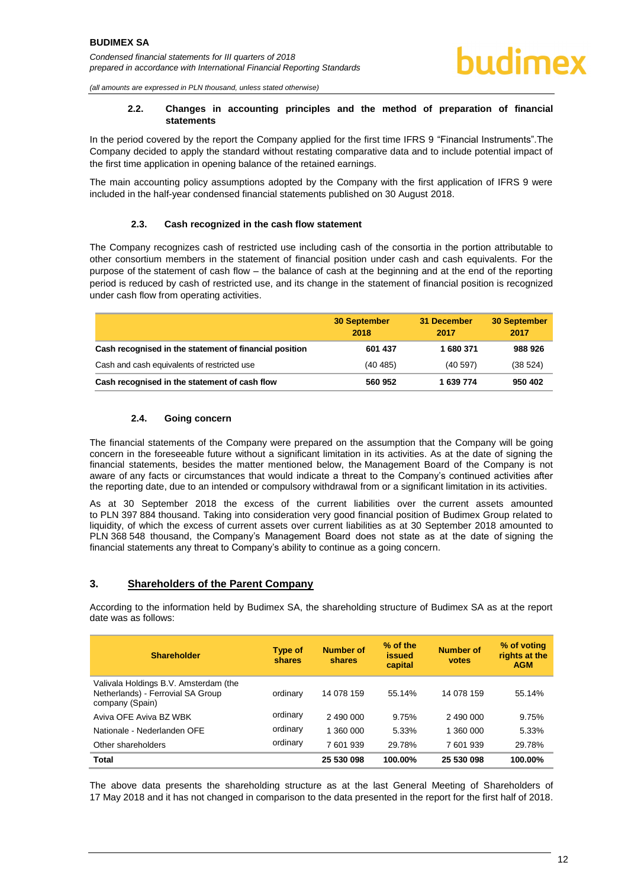### 2.2. Changes in accounting principles and the method of preparation of financial statements

In the period covered by the report the Company applied for the first time IFRS 9 "Financial Instruments".The Company decided to apply the standard without restating comparative data and to include potential impact of the first time application in opening balance of the retained earnings.

The main accounting policy assumptions adopted by the Company with the first application of IFRS 9 were included in the half-year condensed financial statements published on 30 August 2018.

### 2.3. Cash recognized in the cash flow statement

The Company recognizes cash of restricted use including cash of the consortia in the portion attributable to other consortium members in the statement of financial position under cash and cash equivalents. For the purpose of the statement of cash flow – the balance of cash at the beginning and at the end of the reporting period is reduced by cash of restricted use, and its change in the statement of financial position is recognized under cash flow from operating activities.

| | 30 September 2018 | 31 December 2017 | 30 September 2017 |
|---|---|---|---|
| **Cash recognised in the statement of financial position** | **601 437** | **1 680 371** | **988 926** |
| Cash and cash equivalents of restricted use | (40 485) | (40 597) | (38 524) |
| **Cash recognised in the statement of cash flow** | **560 952** | **1 639 774** | **950 402** |

### 2.4. Going concern

The financial statements of the Company were prepared on the assumption that the Company will be going concern in the foreseeable future without a significant limitation in its activities. As at the date of signing the financial statements, besides the matter mentioned below, the Management Board of the Company is not aware of any facts or circumstances that would indicate a threat to the Company's continued activities after the reporting date, due to an intended or compulsory withdrawal from or a significant limitation in its activities.

As at 30 September 2018 the excess of the current liabilities over the current assets amounted to PLN 397 884 thousand. Taking into consideration very good financial position of Budimex Group related to liquidity, of which the excess of current assets over current liabilities as at 30 September 2018 amounted to PLN 368 548 thousand, the Company's Management Board does not state as at the date of signing the financial statements any threat to Company's ability to continue as a going concern.

## 3. Shareholders of the Parent Company

According to the information held by Budimex SA, the shareholding structure of Budimex SA as at the report date was as follows:

| Shareholder | Type of shares | Number of shares | % of the issued capital | Number of votes | % of voting rights at the AGM |
|---|---|---|---|---|---|
| Valivala Holdings B.V. Amsterdam (the Netherlands) - Ferrovial SA Group company (Spain) | ordinary | 14 078 159 | 55.14% | 14 078 159 | 55.14% |
| Aviva OFE Aviva BZ WBK | ordinary | 2 490 000 | 9.75% | 2 490 000 | 9.75% |
| Nationale - Nederlanden OFE | ordinary | 1 360 000 | 5.33% | 1 360 000 | 5.33% |
| Other shareholders | ordinary | 7 601 939 | 29.78% | 7 601 939 | 29.78% |
| **Total** | | **25 530 098** | **100.00%** | **25 530 098** | **100.00%** |

The above data presents the shareholding structure as at the last General Meeting of Shareholders of 17 May 2018 and it has not changed in comparison to the data presented in the report for the first half of 2018.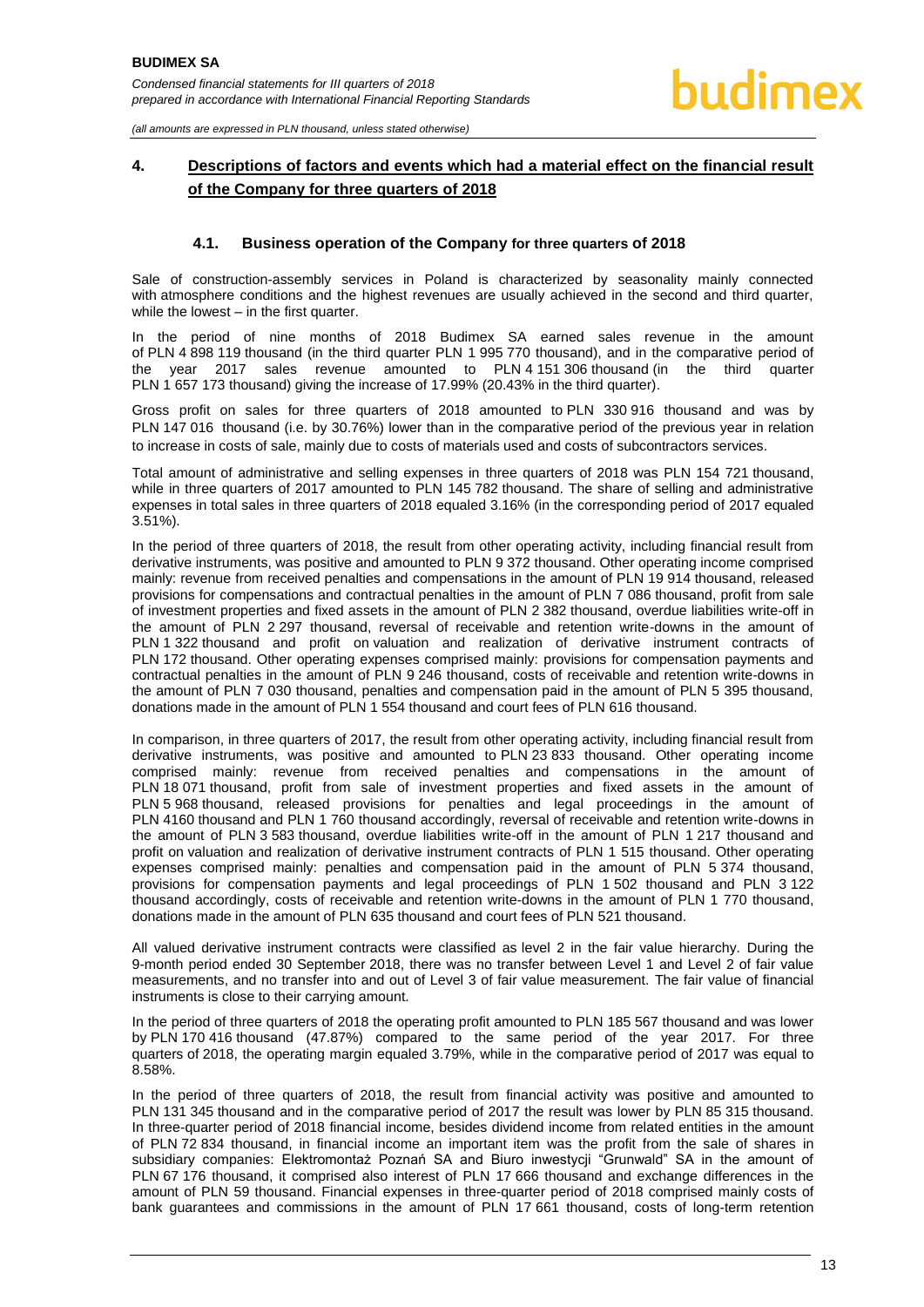## 4. Descriptions of factors and events which had a material effect on the financial result of the Company for three quarters of 2018

### 4.1. Business operation of the Company for three quarters of 2018

Sale of construction-assembly services in Poland is characterized by seasonality mainly connected with atmosphere conditions and the highest revenues are usually achieved in the second and third quarter, while the lowest – in the first quarter.

In the period of nine months of 2018 Budimex SA earned sales revenue in the amount of PLN 4 898 119 thousand (in the third quarter PLN 1 995 770 thousand), and in the comparative period of the year 2017 sales revenue amounted to PLN 4 151 306 thousand (in the third quarter PLN 1 657 173 thousand) giving the increase of 17.99% (20.43% in the third quarter).

Gross profit on sales for three quarters of 2018 amounted to PLN 330 916 thousand and was by PLN 147 016 thousand (i.e. by 30.76%) lower than in the comparative period of the previous year in relation to increase in costs of sale, mainly due to costs of materials used and costs of subcontractors services.

Total amount of administrative and selling expenses in three quarters of 2018 was PLN 154 721 thousand, while in three quarters of 2017 amounted to PLN 145 782 thousand. The share of selling and administrative expenses in total sales in three quarters of 2018 equaled 3.16% (in the corresponding period of 2017 equaled 3.51%).

In the period of three quarters of 2018, the result from other operating activity, including financial result from derivative instruments, was positive and amounted to PLN 9 372 thousand. Other operating income comprised mainly: revenue from received penalties and compensations in the amount of PLN 19 914 thousand, released provisions for compensations and contractual penalties in the amount of PLN 7 086 thousand, profit from sale of investment properties and fixed assets in the amount of PLN 2 382 thousand, overdue liabilities write-off in the amount of PLN 2 297 thousand, reversal of receivable and retention write-downs in the amount of PLN 1 322 thousand and profit on valuation and realization of derivative instrument contracts of PLN 172 thousand. Other operating expenses comprised mainly: provisions for compensation payments and contractual penalties in the amount of PLN 9 246 thousand, costs of receivable and retention write-downs in the amount of PLN 7 030 thousand, penalties and compensation paid in the amount of PLN 5 395 thousand, donations made in the amount of PLN 1 554 thousand and court fees of PLN 616 thousand.

In comparison, in three quarters of 2017, the result from other operating activity, including financial result from derivative instruments, was positive and amounted to PLN 23 833 thousand. Other operating income comprised mainly: revenue from received penalties and compensations in the amount of PLN 18 071 thousand, profit from sale of investment properties and fixed assets in the amount of PLN 5 968 thousand, released provisions for penalties and legal proceedings in the amount of PLN 4160 thousand and PLN 1 760 thousand accordingly, reversal of receivable and retention write-downs in the amount of PLN 3 583 thousand, overdue liabilities write-off in the amount of PLN 1 217 thousand and profit on valuation and realization of derivative instrument contracts of PLN 1 515 thousand. Other operating expenses comprised mainly: penalties and compensation paid in the amount of PLN 5 374 thousand, provisions for compensation payments and legal proceedings of PLN 1 502 thousand and PLN 3 122 thousand accordingly, costs of receivable and retention write-downs in the amount of PLN 1 770 thousand, donations made in the amount of PLN 635 thousand and court fees of PLN 521 thousand.

All valued derivative instrument contracts were classified as level 2 in the fair value hierarchy. During the 9-month period ended 30 September 2018, there was no transfer between Level 1 and Level 2 of fair value measurements, and no transfer into and out of Level 3 of fair value measurement. The fair value of financial instruments is close to their carrying amount.

In the period of three quarters of 2018 the operating profit amounted to PLN 185 567 thousand and was lower by PLN 170 416 thousand (47.87%) compared to the same period of the year 2017. For three quarters of 2018, the operating margin equaled 3.79%, while in the comparative period of 2017 was equal to 8.58%.

In the period of three quarters of 2018, the result from financial activity was positive and amounted to PLN 131 345 thousand and in the comparative period of 2017 the result was lower by PLN 85 315 thousand. In three-quarter period of 2018 financial income, besides dividend income from related entities in the amount of PLN 72 834 thousand, in financial income an important item was the profit from the sale of shares in subsidiary companies: Elektromontaż Poznań SA and Biuro inwestycji "Grunwald" SA in the amount of PLN 67 176 thousand, it comprised also interest of PLN 17 666 thousand and exchange differences in the amount of PLN 59 thousand. Financial expenses in three-quarter period of 2018 comprised mainly costs of bank guarantees and commissions in the amount of PLN 17 661 thousand, costs of long-term retention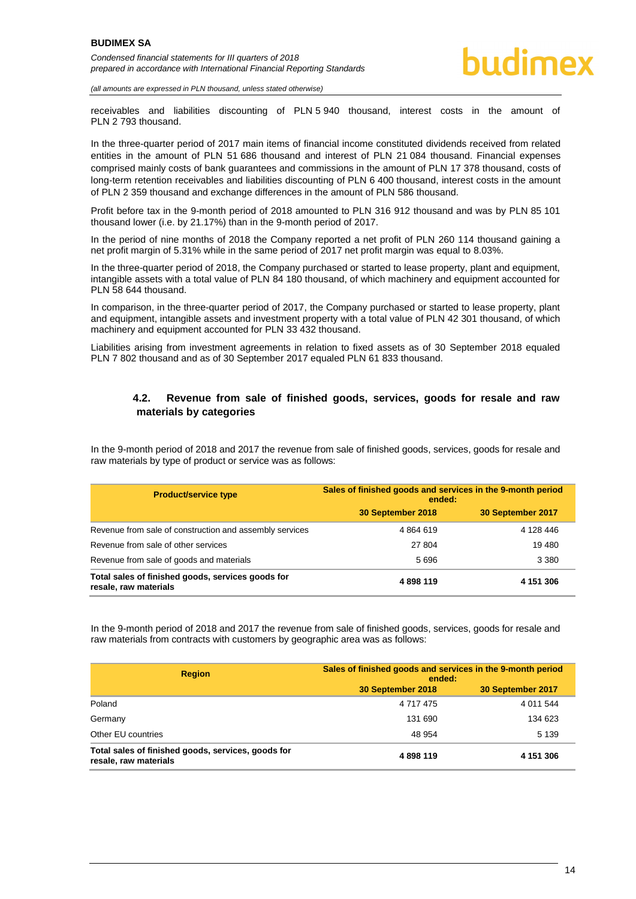receivables and liabilities discounting of PLN 5 940 thousand, interest costs in the amount of PLN 2 793 thousand.

In the three-quarter period of 2017 main items of financial income constituted dividends received from related entities in the amount of PLN 51 686 thousand and interest of PLN 21 084 thousand. Financial expenses comprised mainly costs of bank guarantees and commissions in the amount of PLN 17 378 thousand, costs of long-term retention receivables and liabilities discounting of PLN 6 400 thousand, interest costs in the amount of PLN 2 359 thousand and exchange differences in the amount of PLN 586 thousand.

Profit before tax in the 9-month period of 2018 amounted to PLN 316 912 thousand and was by PLN 85 101 thousand lower (i.e. by 21.17%) than in the 9-month period of 2017.

In the period of nine months of 2018 the Company reported a net profit of PLN 260 114 thousand gaining a net profit margin of 5.31% while in the same period of 2017 net profit margin was equal to 8.03%.

In the three-quarter period of 2018, the Company purchased or started to lease property, plant and equipment, intangible assets with a total value of PLN 84 180 thousand, of which machinery and equipment accounted for PLN 58 644 thousand.

In comparison, in the three-quarter period of 2017, the Company purchased or started to lease property, plant and equipment, intangible assets and investment property with a total value of PLN 42 301 thousand, of which machinery and equipment accounted for PLN 33 432 thousand.

Liabilities arising from investment agreements in relation to fixed assets as of 30 September 2018 equaled PLN 7 802 thousand and as of 30 September 2017 equaled PLN 61 833 thousand.

## 4.2. Revenue from sale of finished goods, services, goods for resale and raw materials by categories

In the 9-month period of 2018 and 2017 the revenue from sale of finished goods, services, goods for resale and raw materials by type of product or service was as follows:

| Product/service type | Sales of finished goods and services in the 9-month period ended: | |
|---|---|---|
| | 30 September 2018 | 30 September 2017 |
| Revenue from sale of construction and assembly services | 4 864 619 | 4 128 446 |
| Revenue from sale of other services | 27 804 | 19 480 |
| Revenue from sale of goods and materials | 5 696 | 3 380 |
| **Total sales of finished goods, services goods for resale, raw materials** | **4 898 119** | **4 151 306** |

In the 9-month period of 2018 and 2017 the revenue from sale of finished goods, services, goods for resale and raw materials from contracts with customers by geographic area was as follows:

| Region | Sales of finished goods and services in the 9-month period ended: | |
|---|---|---|
| | 30 September 2018 | 30 September 2017 |
| Poland | 4 717 475 | 4 011 544 |
| Germany | 131 690 | 134 623 |
| Other EU countries | 48 954 | 5 139 |
| **Total sales of finished goods, services, goods for resale, raw materials** | **4 898 119** | **4 151 306** |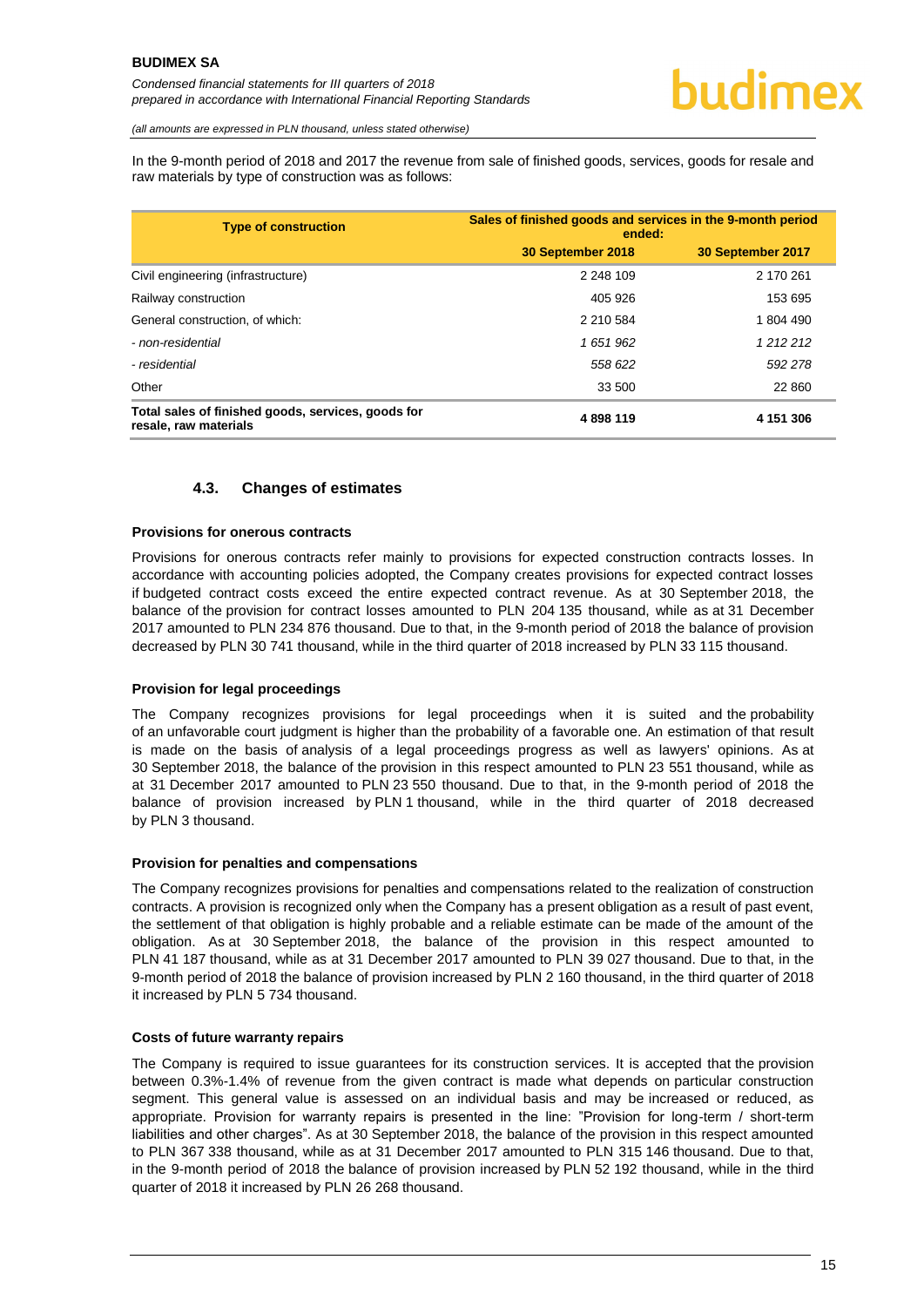In the 9-month period of 2018 and 2017 the revenue from sale of finished goods, services, goods for resale and raw materials by type of construction was as follows:

| Type of construction | Sales of finished goods and services in the 9-month period ended: | |
|---|---|---|
| | **30 September 2018** | **30 September 2017** |
| Civil engineering (infrastructure) | 2 248 109 | 2 170 261 |
| Railway construction | 405 926 | 153 695 |
| General construction, of which: | 2 210 584 | 1 804 490 |
| *- non-residential* | *1 651 962* | *1 212 212* |
| *- residential* | *558 622* | *592 278* |
| Other | 33 500 | 22 860 |
| **Total sales of finished goods, services, goods for resale, raw materials** | **4 898 119** | **4 151 306** |

### 4.3. Changes of estimates

**Provisions for onerous contracts**

Provisions for onerous contracts refer mainly to provisions for expected construction contracts losses. In accordance with accounting policies adopted, the Company creates provisions for expected contract losses if budgeted contract costs exceed the entire expected contract revenue. As at 30 September 2018, the balance of the provision for contract losses amounted to PLN 204 135 thousand, while as at 31 December 2017 amounted to PLN 234 876 thousand. Due to that, in the 9-month period of 2018 the balance of provision decreased by PLN 30 741 thousand, while in the third quarter of 2018 increased by PLN 33 115 thousand.

**Provision for legal proceedings**

The Company recognizes provisions for legal proceedings when it is suited and the probability of an unfavorable court judgment is higher than the probability of a favorable one. An estimation of that result is made on the basis of analysis of a legal proceedings progress as well as lawyers' opinions. As at 30 September 2018, the balance of the provision in this respect amounted to PLN 23 551 thousand, while as at 31 December 2017 amounted to PLN 23 550 thousand. Due to that, in the 9-month period of 2018 the balance of provision increased by PLN 1 thousand, while in the third quarter of 2018 decreased by PLN 3 thousand.

**Provision for penalties and compensations**

The Company recognizes provisions for penalties and compensations related to the realization of construction contracts. A provision is recognized only when the Company has a present obligation as a result of past event, the settlement of that obligation is highly probable and a reliable estimate can be made of the amount of the obligation. As at 30 September 2018, the balance of the provision in this respect amounted to PLN 41 187 thousand, while as at 31 December 2017 amounted to PLN 39 027 thousand. Due to that, in the 9-month period of 2018 the balance of provision increased by PLN 2 160 thousand, in the third quarter of 2018 it increased by PLN 5 734 thousand.

**Costs of future warranty repairs**

The Company is required to issue guarantees for its construction services. It is accepted that the provision between 0.3%-1.4% of revenue from the given contract is made what depends on particular construction segment. This general value is assessed on an individual basis and may be increased or reduced, as appropriate. Provision for warranty repairs is presented in the line: "Provision for long-term / short-term liabilities and other charges". As at 30 September 2018, the balance of the provision in this respect amounted to PLN 367 338 thousand, while as at 31 December 2017 amounted to PLN 315 146 thousand. Due to that, in the 9-month period of 2018 the balance of provision increased by PLN 52 192 thousand, while in the third quarter of 2018 it increased by PLN 26 268 thousand.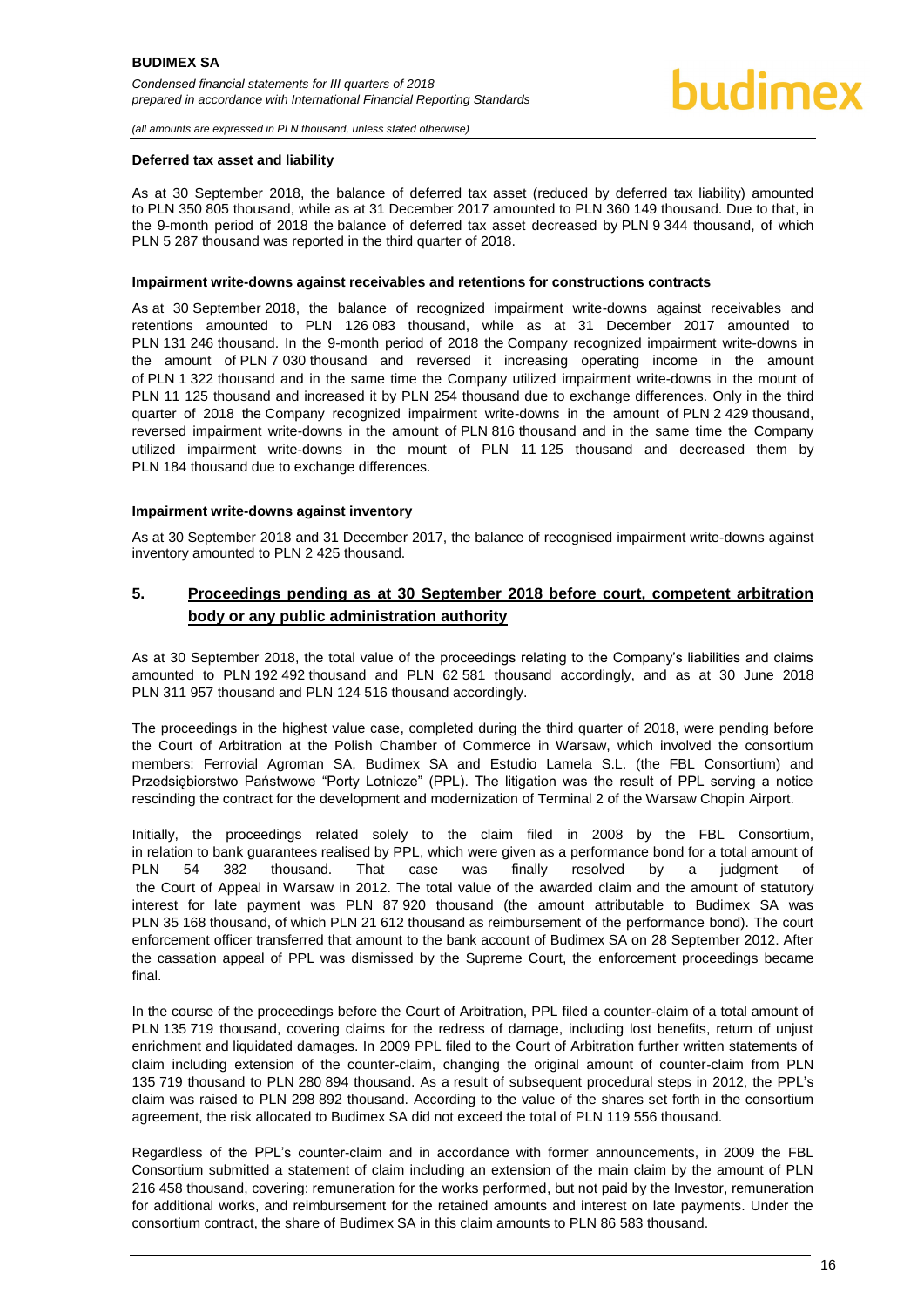#### **Deferred tax asset and liability**

As at 30 September 2018, the balance of deferred tax asset (reduced by deferred tax liability) amounted to PLN 350 805 thousand, while as at 31 December 2017 amounted to PLN 360 149 thousand. Due to that, in the 9-month period of 2018 the balance of deferred tax asset decreased by PLN 9 344 thousand, of which PLN 5 287 thousand was reported in the third quarter of 2018.

#### **Impairment write-downs against receivables and retentions for constructions contracts**

As at 30 September 2018, the balance of recognized impairment write-downs against receivables and retentions amounted to PLN 126 083 thousand, while as at 31 December 2017 amounted to PLN 131 246 thousand. In the 9-month period of 2018 the Company recognized impairment write-downs in the amount of PLN 7 030 thousand and reversed it increasing operating income in the amount of PLN 1 322 thousand and in the same time the Company utilized impairment write-downs in the mount of PLN 11 125 thousand and increased it by PLN 254 thousand due to exchange differences. Only in the third quarter of 2018 the Company recognized impairment write-downs in the amount of PLN 2 429 thousand, reversed impairment write-downs in the amount of PLN 816 thousand and in the same time the Company utilized impairment write-downs in the mount of PLN 11 125 thousand and decreased them by PLN 184 thousand due to exchange differences.

#### **Impairment write-downs against inventory**

As at 30 September 2018 and 31 December 2017, the balance of recognised impairment write-downs against inventory amounted to PLN 2 425 thousand.

## **5. Proceedings pending as at 30 September 2018 before court, competent arbitration body or any public administration authority**

As at 30 September 2018, the total value of the proceedings relating to the Company's liabilities and claims amounted to PLN 192 492 thousand and PLN 62 581 thousand accordingly, and as at 30 June 2018 PLN 311 957 thousand and PLN 124 516 thousand accordingly.

The proceedings in the highest value case, completed during the third quarter of 2018, were pending before the Court of Arbitration at the Polish Chamber of Commerce in Warsaw, which involved the consortium members: Ferrovial Agroman SA, Budimex SA and Estudio Lamela S.L. (the FBL Consortium) and Przedsiębiorstwo Państwowe "Porty Lotnicze" (PPL). The litigation was the result of PPL serving a notice rescinding the contract for the development and modernization of Terminal 2 of the Warsaw Chopin Airport.

Initially, the proceedings related solely to the claim filed in 2008 by the FBL Consortium, in relation to bank guarantees realised by PPL, which were given as a performance bond for a total amount of PLN 54 382 thousand. That case was finally resolved by a judgment of the Court of Appeal in Warsaw in 2012. The total value of the awarded claim and the amount of statutory interest for late payment was PLN 87 920 thousand (the amount attributable to Budimex SA was PLN 35 168 thousand, of which PLN 21 612 thousand as reimbursement of the performance bond). The court enforcement officer transferred that amount to the bank account of Budimex SA on 28 September 2012. After the cassation appeal of PPL was dismissed by the Supreme Court, the enforcement proceedings became final.

In the course of the proceedings before the Court of Arbitration, PPL filed a counter-claim of a total amount of PLN 135 719 thousand, covering claims for the redress of damage, including lost benefits, return of unjust enrichment and liquidated damages. In 2009 PPL filed to the Court of Arbitration further written statements of claim including extension of the counter-claim, changing the original amount of counter-claim from PLN 135 719 thousand to PLN 280 894 thousand. As a result of subsequent procedural steps in 2012, the PPL's claim was raised to PLN 298 892 thousand. According to the value of the shares set forth in the consortium agreement, the risk allocated to Budimex SA did not exceed the total of PLN 119 556 thousand.

Regardless of the PPL's counter-claim and in accordance with former announcements, in 2009 the FBL Consortium submitted a statement of claim including an extension of the main claim by the amount of PLN 216 458 thousand, covering: remuneration for the works performed, but not paid by the Investor, remuneration for additional works, and reimbursement for the retained amounts and interest on late payments. Under the consortium contract, the share of Budimex SA in this claim amounts to PLN 86 583 thousand.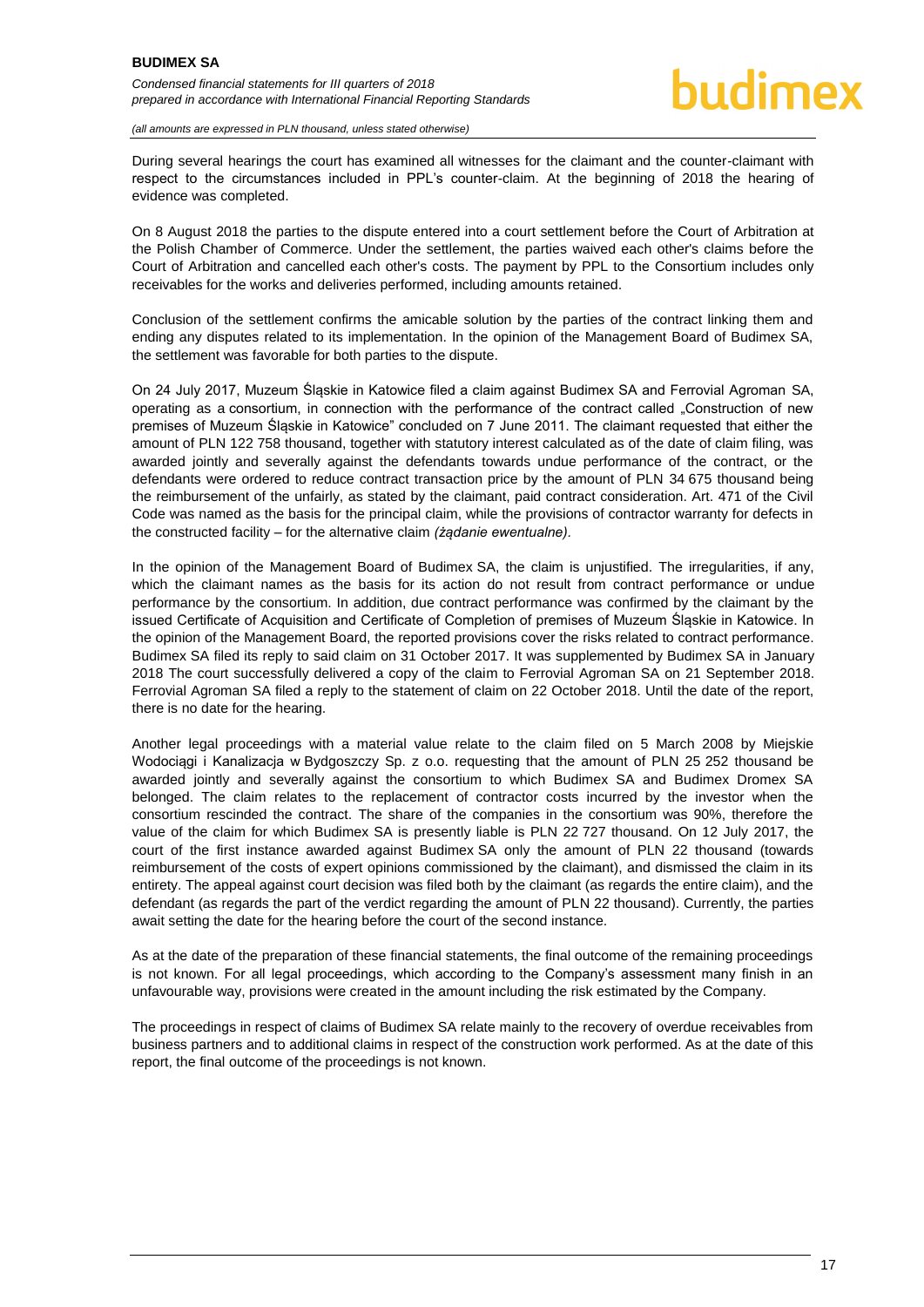During several hearings the court has examined all witnesses for the claimant and the counter-claimant with respect to the circumstances included in PPL's counter-claim. At the beginning of 2018 the hearing of evidence was completed.

On 8 August 2018 the parties to the dispute entered into a court settlement before the Court of Arbitration at the Polish Chamber of Commerce. Under the settlement, the parties waived each other's claims before the Court of Arbitration and cancelled each other's costs. The payment by PPL to the Consortium includes only receivables for the works and deliveries performed, including amounts retained.

Conclusion of the settlement confirms the amicable solution by the parties of the contract linking them and ending any disputes related to its implementation. In the opinion of the Management Board of Budimex SA, the settlement was favorable for both parties to the dispute.

On 24 July 2017, Muzeum Śląskie in Katowice filed a claim against Budimex SA and Ferrovial Agroman SA, operating as a consortium, in connection with the performance of the contract called „Construction of new premises of Muzeum Śląskie in Katowice" concluded on 7 June 2011. The claimant requested that either the amount of PLN 122 758 thousand, together with statutory interest calculated as of the date of claim filing, was awarded jointly and severally against the defendants towards undue performance of the contract, or the defendants were ordered to reduce contract transaction price by the amount of PLN 34 675 thousand being the reimbursement of the unfairly, as stated by the claimant, paid contract consideration. Art. 471 of the Civil Code was named as the basis for the principal claim, while the provisions of contractor warranty for defects in the constructed facility – for the alternative claim *(żądanie ewentualne)*.

In the opinion of the Management Board of Budimex SA, the claim is unjustified. The irregularities, if any, which the claimant names as the basis for its action do not result from contract performance or undue performance by the consortium. In addition, due contract performance was confirmed by the claimant by the issued Certificate of Acquisition and Certificate of Completion of premises of Muzeum Śląskie in Katowice. In the opinion of the Management Board, the reported provisions cover the risks related to contract performance. Budimex SA filed its reply to said claim on 31 October 2017. It was supplemented by Budimex SA in January 2018 The court successfully delivered a copy of the claim to Ferrovial Agroman SA on 21 September 2018. Ferrovial Agroman SA filed a reply to the statement of claim on 22 October 2018. Until the date of the report, there is no date for the hearing.

Another legal proceedings with a material value relate to the claim filed on 5 March 2008 by Miejskie Wodociągi i Kanalizacja w Bydgoszczy Sp. z o.o. requesting that the amount of PLN 25 252 thousand be awarded jointly and severally against the consortium to which Budimex SA and Budimex Dromex SA belonged. The claim relates to the replacement of contractor costs incurred by the investor when the consortium rescinded the contract. The share of the companies in the consortium was 90%, therefore the value of the claim for which Budimex SA is presently liable is PLN 22 727 thousand. On 12 July 2017, the court of the first instance awarded against Budimex SA only the amount of PLN 22 thousand (towards reimbursement of the costs of expert opinions commissioned by the claimant), and dismissed the claim in its entirety. The appeal against court decision was filed both by the claimant (as regards the entire claim), and the defendant (as regards the part of the verdict regarding the amount of PLN 22 thousand). Currently, the parties await setting the date for the hearing before the court of the second instance.

As at the date of the preparation of these financial statements, the final outcome of the remaining proceedings is not known. For all legal proceedings, which according to the Company's assessment many finish in an unfavourable way, provisions were created in the amount including the risk estimated by the Company.

The proceedings in respect of claims of Budimex SA relate mainly to the recovery of overdue receivables from business partners and to additional claims in respect of the construction work performed. As at the date of this report, the final outcome of the proceedings is not known.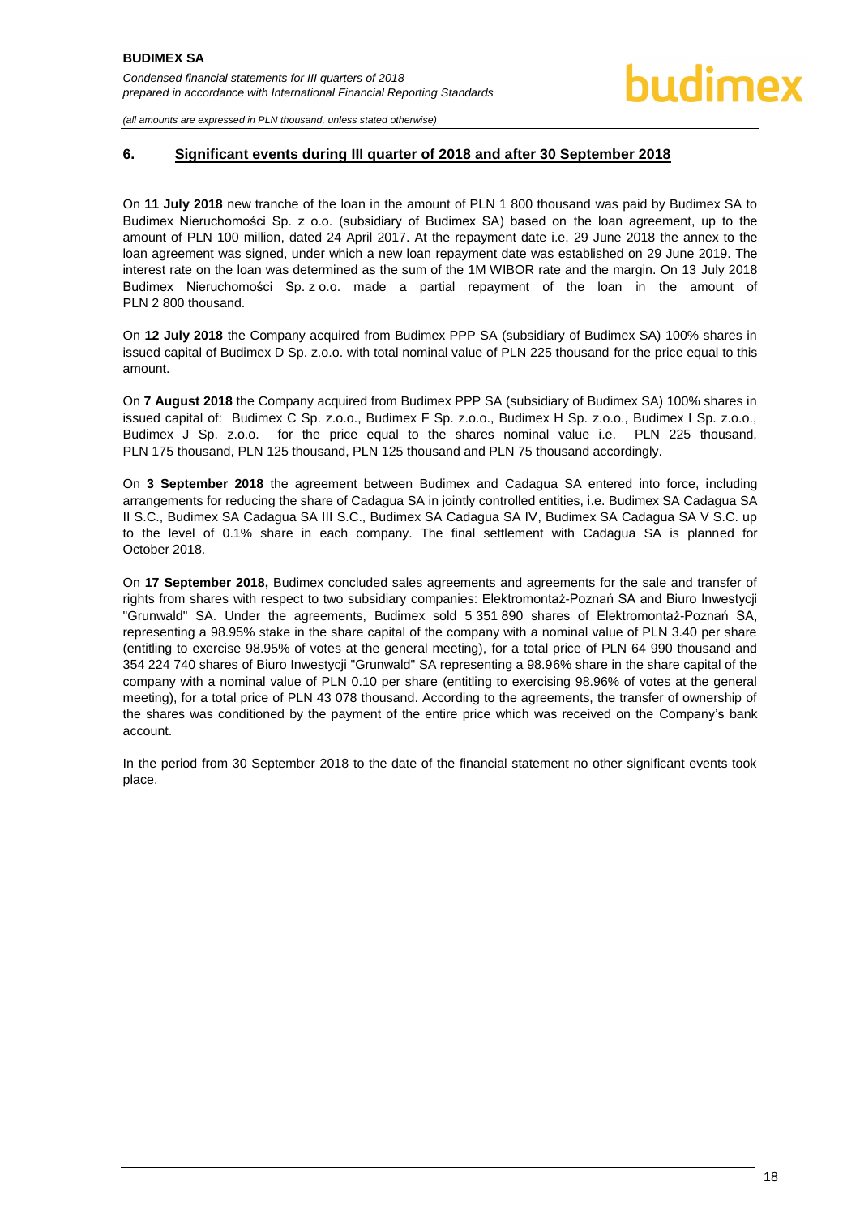## 6. Significant events during III quarter of 2018 and after 30 September 2018

On **11 July 2018** new tranche of the loan in the amount of PLN 1 800 thousand was paid by Budimex SA to Budimex Nieruchomości Sp. z o.o. (subsidiary of Budimex SA) based on the loan agreement, up to the amount of PLN 100 million, dated 24 April 2017. At the repayment date i.e. 29 June 2018 the annex to the loan agreement was signed, under which a new loan repayment date was established on 29 June 2019. The interest rate on the loan was determined as the sum of the 1M WIBOR rate and the margin. On 13 July 2018 Budimex Nieruchomości Sp. z o.o. made a partial repayment of the loan in the amount of PLN 2 800 thousand.

On **12 July 2018** the Company acquired from Budimex PPP SA (subsidiary of Budimex SA) 100% shares in issued capital of Budimex D Sp. z.o.o. with total nominal value of PLN 225 thousand for the price equal to this amount.

On **7 August 2018** the Company acquired from Budimex PPP SA (subsidiary of Budimex SA) 100% shares in issued capital of: Budimex C Sp. z.o.o., Budimex F Sp. z.o.o., Budimex H Sp. z.o.o., Budimex I Sp. z.o.o., Budimex J Sp. z.o.o. for the price equal to the shares nominal value i.e. PLN 225 thousand, PLN 175 thousand, PLN 125 thousand, PLN 125 thousand and PLN 75 thousand accordingly.

On **3 September 2018** the agreement between Budimex and Cadagua SA entered into force, including arrangements for reducing the share of Cadagua SA in jointly controlled entities, i.e. Budimex SA Cadagua SA II S.C., Budimex SA Cadagua SA III S.C., Budimex SA Cadagua SA IV, Budimex SA Cadagua SA V S.C. up to the level of 0.1% share in each company. The final settlement with Cadagua SA is planned for October 2018.

On **17 September 2018,** Budimex concluded sales agreements and agreements for the sale and transfer of rights from shares with respect to two subsidiary companies: Elektromontaż-Poznań SA and Biuro Inwestycji "Grunwald" SA. Under the agreements, Budimex sold 5 351 890 shares of Elektromontaż-Poznań SA, representing a 98.95% stake in the share capital of the company with a nominal value of PLN 3.40 per share (entitling to exercise 98.95% of votes at the general meeting), for a total price of PLN 64 990 thousand and 354 224 740 shares of Biuro Inwestycji "Grunwald" SA representing a 98.96% share in the share capital of the company with a nominal value of PLN 0.10 per share (entitling to exercising 98.96% of votes at the general meeting), for a total price of PLN 43 078 thousand. According to the agreements, the transfer of ownership of the shares was conditioned by the payment of the entire price which was received on the Company's bank account.

In the period from 30 September 2018 to the date of the financial statement no other significant events took place.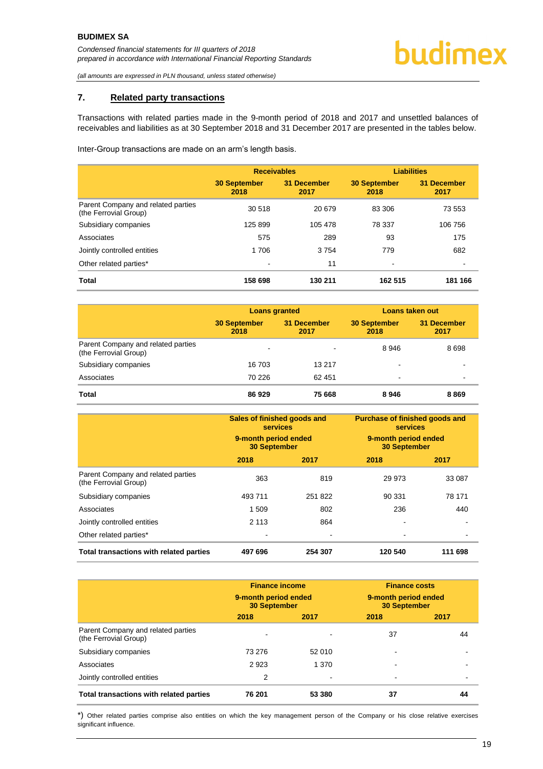## 7. Related party transactions

Transactions with related parties made in the 9-month period of 2018 and 2017 and unsettled balances of receivables and liabilities as at 30 September 2018 and 31 December 2017 are presented in the tables below.

Inter-Group transactions are made on an arm's length basis.

| | Receivables | | Liabilities | |
|---|---|---|---|---|
| | 30 September 2018 | 31 December 2017 | 30 September 2018 | 31 December 2017 |
| Parent Company and related parties (the Ferrovial Group) | 30 518 | 20 679 | 83 306 | 73 553 |
| Subsidiary companies | 125 899 | 105 478 | 78 337 | 106 756 |
| Associates | 575 | 289 | 93 | 175 |
| Jointly controlled entities | 1 706 | 3 754 | 779 | 682 |
| Other related parties* | - | 11 | - | - |
| **Total** | **158 698** | **130 211** | **162 515** | **181 166** |

| | Loans granted | | Loans taken out | |
|---|---|---|---|---|
| | 30 September 2018 | 31 December 2017 | 30 September 2018 | 31 December 2017 |
| Parent Company and related parties (the Ferrovial Group) | - | - | 8 946 | 8 698 |
| Subsidiary companies | 16 703 | 13 217 | - | - |
| Associates | 70 226 | 62 451 | - | - |
| **Total** | **86 929** | **75 668** | **8 946** | **8 869** |

| | Sales of finished goods and services 9-month period ended 30 September | | Purchase of finished goods and services 9-month period ended 30 September | |
|---|---|---|---|---|
| | 2018 | 2017 | 2018 | 2017 |
| Parent Company and related parties (the Ferrovial Group) | 363 | 819 | 29 973 | 33 087 |
| Subsidiary companies | 493 711 | 251 822 | 90 331 | 78 171 |
| Associates | 1 509 | 802 | 236 | 440 |
| Jointly controlled entities | 2 113 | 864 | - | - |
| Other related parties* | - | - | - | - |
| **Total transactions with related parties** | **497 696** | **254 307** | **120 540** | **111 698** |

| | Finance income 9-month period ended 30 September | | Finance costs 9-month period ended 30 September | |
|---|---|---|---|---|
| | 2018 | 2017 | 2018 | 2017 |
| Parent Company and related parties (the Ferrovial Group) | - | - | 37 | 44 |
| Subsidiary companies | 73 276 | 52 010 | - | - |
| Associates | 2 923 | 1 370 | - | - |
| Jointly controlled entities | 2 | - | - | - |
| **Total transactions with related parties** | **76 201** | **53 380** | **37** | **44** |

*) Other related parties comprise also entities on which the key management person of the Company or his close relative exercises significant influence.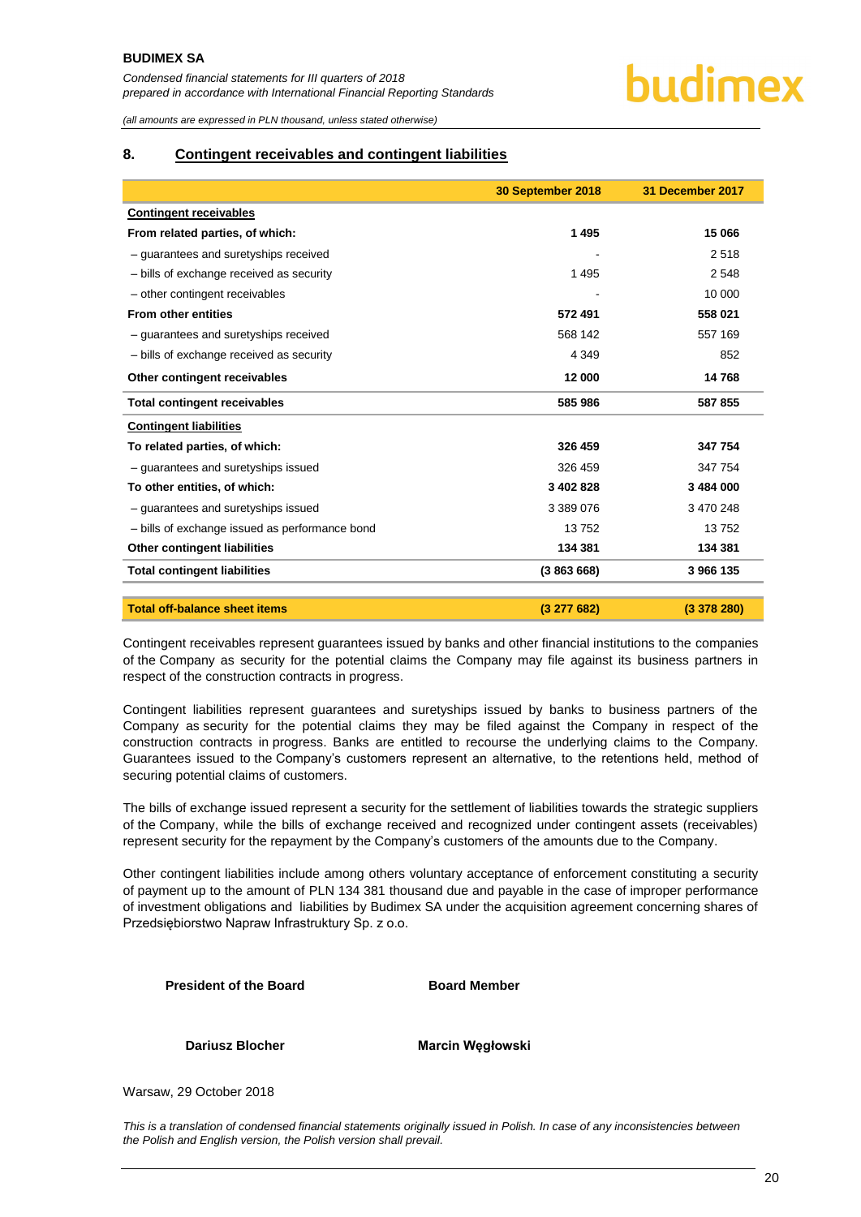## 8. Contingent receivables and contingent liabilities

| | 30 September 2018 | 31 December 2017 |
|---|---|---|
| **Contingent receivables** | | |
| **From related parties, of which:** | **1 495** | **15 066** |
| – guarantees and suretyships received | - | 2 518 |
| – bills of exchange received as security | 1 495 | 2 548 |
| – other contingent receivables | - | 10 000 |
| **From other entities** | **572 491** | **558 021** |
| – guarantees and suretyships received | 568 142 | 557 169 |
| – bills of exchange received as security | 4 349 | 852 |
| **Other contingent receivables** | **12 000** | **14 768** |
| **Total contingent receivables** | **585 986** | **587 855** |
| **Contingent liabilities** | | |
| **To related parties, of which:** | **326 459** | **347 754** |
| – guarantees and suretyships issued | 326 459 | 347 754 |
| **To other entities, of which:** | **3 402 828** | **3 484 000** |
| – guarantees and suretyships issued | 3 389 076 | 3 470 248 |
| – bills of exchange issued as performance bond | 13 752 | 13 752 |
| **Other contingent liabilities** | **134 381** | **134 381** |
| **Total contingent liabilities** | **(3 863 668)** | **3 966 135** |
| **Total off-balance sheet items** | **(3 277 682)** | **(3 378 280)** |

Contingent receivables represent guarantees issued by banks and other financial institutions to the companies of the Company as security for the potential claims the Company may file against its business partners in respect of the construction contracts in progress.

Contingent liabilities represent guarantees and suretyships issued by banks to business partners of the Company as security for the potential claims they may be filed against the Company in respect of the construction contracts in progress. Banks are entitled to recourse the underlying claims to the Company. Guarantees issued to the Company's customers represent an alternative, to the retentions held, method of securing potential claims of customers.

The bills of exchange issued represent a security for the settlement of liabilities towards the strategic suppliers of the Company, while the bills of exchange received and recognized under contingent assets (receivables) represent security for the repayment by the Company's customers of the amounts due to the Company.

Other contingent liabilities include among others voluntary acceptance of enforcement constituting a security of payment up to the amount of PLN 134 381 thousand due and payable in the case of improper performance of investment obligations and liabilities by Budimex SA under the acquisition agreement concerning shares of Przedsiębiorstwo Napraw Infrastruktury Sp. z o.o.

**President of the Board** **Board Member**

**Dariusz Blocher** **Marcin Węgłowski**

Warsaw, 29 October 2018

*This is a translation of condensed financial statements originally issued in Polish. In case of any inconsistencies between the Polish and English version, the Polish version shall prevail.*